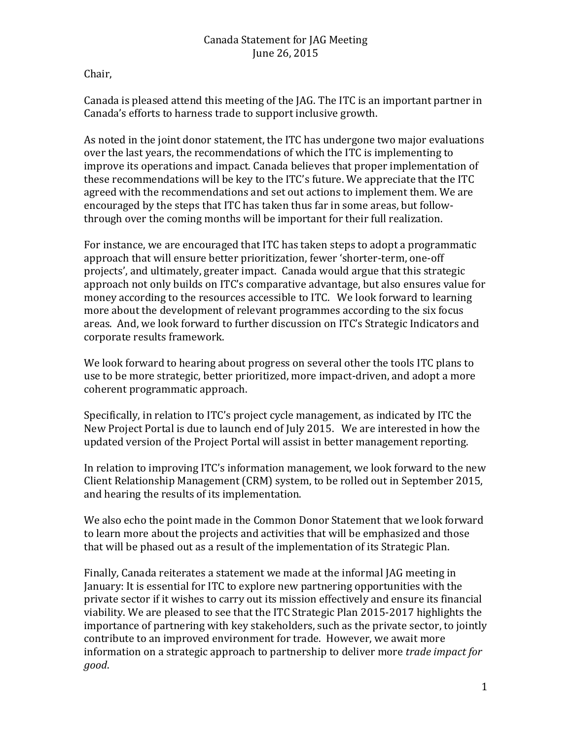Canada Statement for JAG Meeting
June 26, 2015

Chair,

Canada is pleased attend this meeting of the JAG. The ITC is an important partner in Canada's efforts to harness trade to support inclusive growth.

As noted in the joint donor statement, the ITC has undergone two major evaluations over the last years, the recommendations of which the ITC is implementing to improve its operations and impact. Canada believes that proper implementation of these recommendations will be key to the ITC's future. We appreciate that the ITC agreed with the recommendations and set out actions to implement them. We are encouraged by the steps that ITC has taken thus far in some areas, but follow-through over the coming months will be important for their full realization.

For instance, we are encouraged that ITC has taken steps to adopt a programmatic approach that will ensure better prioritization, fewer 'shorter-term, one-off projects', and ultimately, greater impact. Canada would argue that this strategic approach not only builds on ITC's comparative advantage, but also ensures value for money according to the resources accessible to ITC. We look forward to learning more about the development of relevant programmes according to the six focus areas. And, we look forward to further discussion on ITC's Strategic Indicators and corporate results framework.

We look forward to hearing about progress on several other the tools ITC plans to use to be more strategic, better prioritized, more impact-driven, and adopt a more coherent programmatic approach.

Specifically, in relation to ITC's project cycle management, as indicated by ITC the New Project Portal is due to launch end of July 2015. We are interested in how the updated version of the Project Portal will assist in better management reporting.

In relation to improving ITC's information management, we look forward to the new Client Relationship Management (CRM) system, to be rolled out in September 2015, and hearing the results of its implementation.

We also echo the point made in the Common Donor Statement that we look forward to learn more about the projects and activities that will be emphasized and those that will be phased out as a result of the implementation of its Strategic Plan.

Finally, Canada reiterates a statement we made at the informal JAG meeting in January: It is essential for ITC to explore new partnering opportunities with the private sector if it wishes to carry out its mission effectively and ensure its financial viability. We are pleased to see that the ITC Strategic Plan 2015-2017 highlights the importance of partnering with key stakeholders, such as the private sector, to jointly contribute to an improved environment for trade. However, we await more information on a strategic approach to partnership to deliver more *trade impact for good*.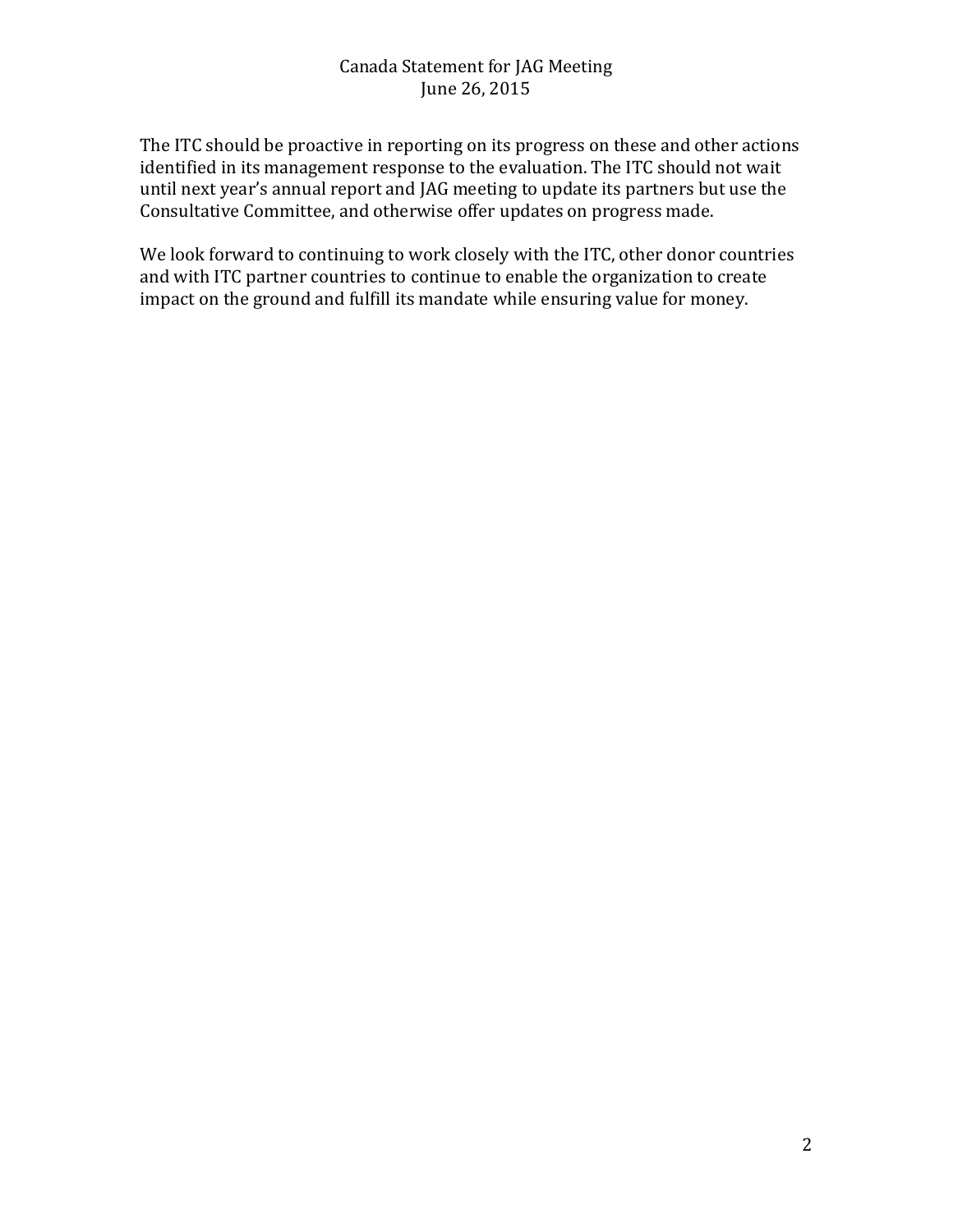The ITC should be proactive in reporting on its progress on these and other actions identified in its management response to the evaluation. The ITC should not wait until next year's annual report and JAG meeting to update its partners but use the Consultative Committee, and otherwise offer updates on progress made.

We look forward to continuing to work closely with the ITC, other donor countries and with ITC partner countries to continue to enable the organization to create impact on the ground and fulfill its mandate while ensuring value for money.